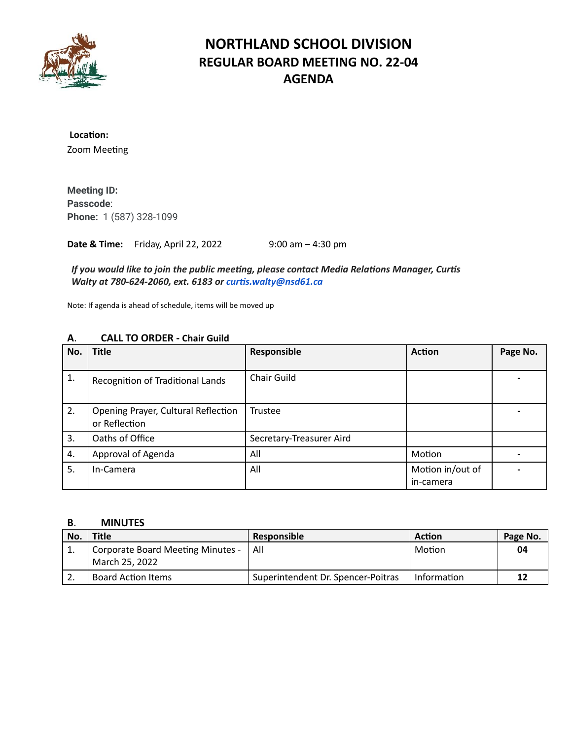# NORTHLAND SCHOOL DIVISION
## REGULAR BOARD MEETING NO. 22-04
## AGENDA

**Location:**
Zoom Meeting

**Meeting ID:**
**Passcode**:
**Phone:** 1 (587) 328-1099

**Date & Time:** Friday, April 22, 2022 9:00 am – 4:30 pm

***If you would like to join the public meeting, please contact Media Relations Manager, Curtis Walty at 780-624-2060, ext. 6183 or curtis.walty@nsd61.ca***

Note: If agenda is ahead of schedule, items will be moved up

### A. CALL TO ORDER - Chair Guild

| No. | Title | Responsible | Action | Page No. |
|---|---|---|---|---|
| 1. | Recognition of Traditional Lands | Chair Guild | | - |
| 2. | Opening Prayer, Cultural Reflection or Reflection | Trustee | | - |
| 3. | Oaths of Office | Secretary-Treasurer Aird | | |
| 4. | Approval of Agenda | All | Motion | - |
| 5. | In-Camera | All | Motion in/out of in-camera | - |

### B. MINUTES

| No. | Title | Responsible | Action | Page No. |
|---|---|---|---|---|
| 1. | Corporate Board Meeting Minutes - March 25, 2022 | All | Motion | **04** |
| 2. | Board Action Items | Superintendent Dr. Spencer-Poitras | Information | **12** |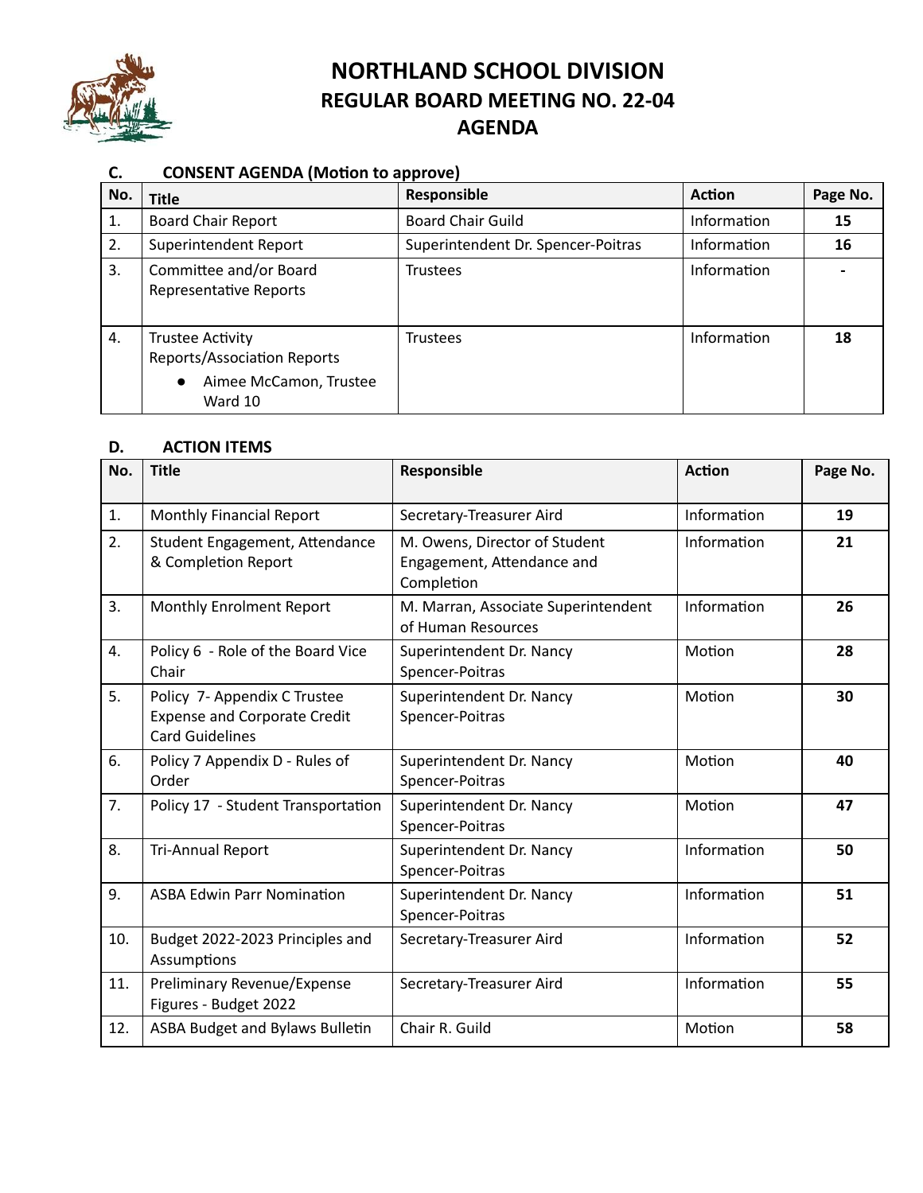# NORTHLAND SCHOOL DIVISION
## REGULAR BOARD MEETING NO. 22-04
## AGENDA

### C. CONSENT AGENDA (Motion to approve)

| No. | Title | Responsible | Action | Page No. |
|---|---|---|---|---|
| 1. | Board Chair Report | Board Chair Guild | Information | **15** |
| 2. | Superintendent Report | Superintendent Dr. Spencer-Poitras | Information | **16** |
| 3. | Committee and/or Board Representative Reports | Trustees | Information | **-** |
| 4. | Trustee Activity Reports/Association Reports<br>● Aimee McCamon, Trustee Ward 10 | Trustees | Information | **18** |

### D. ACTION ITEMS

| No. | Title | Responsible | Action | Page No. |
|---|---|---|---|---|
| 1. | Monthly Financial Report | Secretary-Treasurer Aird | Information | **19** |
| 2. | Student Engagement, Attendance & Completion Report | M. Owens, Director of Student Engagement, Attendance and Completion | Information | **21** |
| 3. | Monthly Enrolment Report | M. Marran, Associate Superintendent of Human Resources | Information | **26** |
| 4. | Policy 6 - Role of the Board Vice Chair | Superintendent Dr. Nancy Spencer-Poitras | Motion | **28** |
| 5. | Policy 7- Appendix C Trustee Expense and Corporate Credit Card Guidelines | Superintendent Dr. Nancy Spencer-Poitras | Motion | **30** |
| 6. | Policy 7 Appendix D - Rules of Order | Superintendent Dr. Nancy Spencer-Poitras | Motion | **40** |
| 7. | Policy 17 - Student Transportation | Superintendent Dr. Nancy Spencer-Poitras | Motion | **47** |
| 8. | Tri-Annual Report | Superintendent Dr. Nancy Spencer-Poitras | Information | **50** |
| 9. | ASBA Edwin Parr Nomination | Superintendent Dr. Nancy Spencer-Poitras | Information | **51** |
| 10. | Budget 2022-2023 Principles and Assumptions | Secretary-Treasurer Aird | Information | **52** |
| 11. | Preliminary Revenue/Expense Figures - Budget 2022 | Secretary-Treasurer Aird | Information | **55** |
| 12. | ASBA Budget and Bylaws Bulletin | Chair R. Guild | Motion | **58** |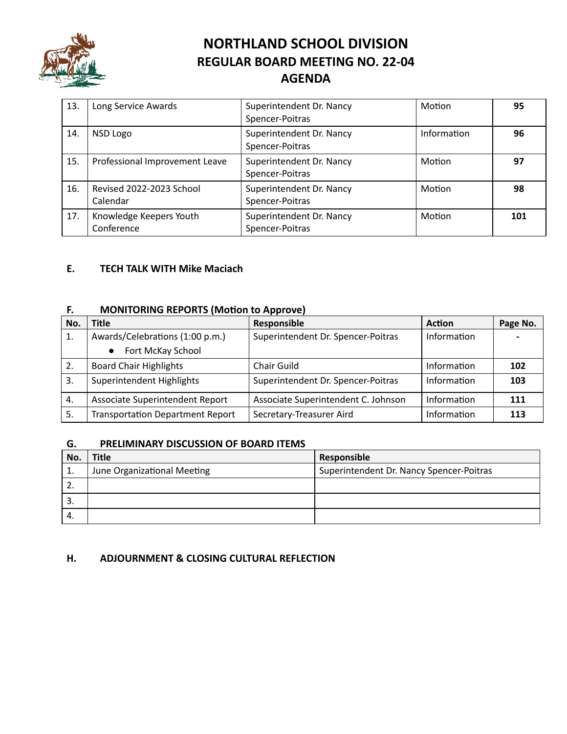# NORTHLAND SCHOOL DIVISION
## REGULAR BOARD MEETING NO. 22-04
## AGENDA

| | | | | |
|---|---|---|---|---|
| 13. | Long Service Awards | Superintendent Dr. Nancy Spencer-Poitras | Motion | **95** |
| 14. | NSD Logo | Superintendent Dr. Nancy Spencer-Poitras | Information | **96** |
| 15. | Professional Improvement Leave | Superintendent Dr. Nancy Spencer-Poitras | Motion | **97** |
| 16. | Revised 2022-2023 School Calendar | Superintendent Dr. Nancy Spencer-Poitras | Motion | **98** |
| 17. | Knowledge Keepers Youth Conference | Superintendent Dr. Nancy Spencer-Poitras | Motion | **101** |

**E. TECH TALK WITH Mike Maciach**

**F. MONITORING REPORTS (Motion to Approve)**

| No. | Title | Responsible | Action | Page No. |
|---|---|---|---|---|
| 1. | Awards/Celebrations (1:00 p.m.)<br>• Fort McKay School | Superintendent Dr. Spencer-Poitras | Information | **-** |
| 2. | Board Chair Highlights | Chair Guild | Information | **102** |
| 3. | Superintendent Highlights | Superintendent Dr. Spencer-Poitras | Information | **103** |
| 4. | Associate Superintendent Report | Associate Superintendent C. Johnson | Information | **111** |
| 5. | Transportation Department Report | Secretary-Treasurer Aird | Information | **113** |

**G. PRELIMINARY DISCUSSION OF BOARD ITEMS**

| No. | Title | Responsible |
|---|---|---|
| 1. | June Organizational Meeting | Superintendent Dr. Nancy Spencer-Poitras |
| 2. | | |
| 3. | | |
| 4. | | |

**H. ADJOURNMENT & CLOSING CULTURAL REFLECTION**